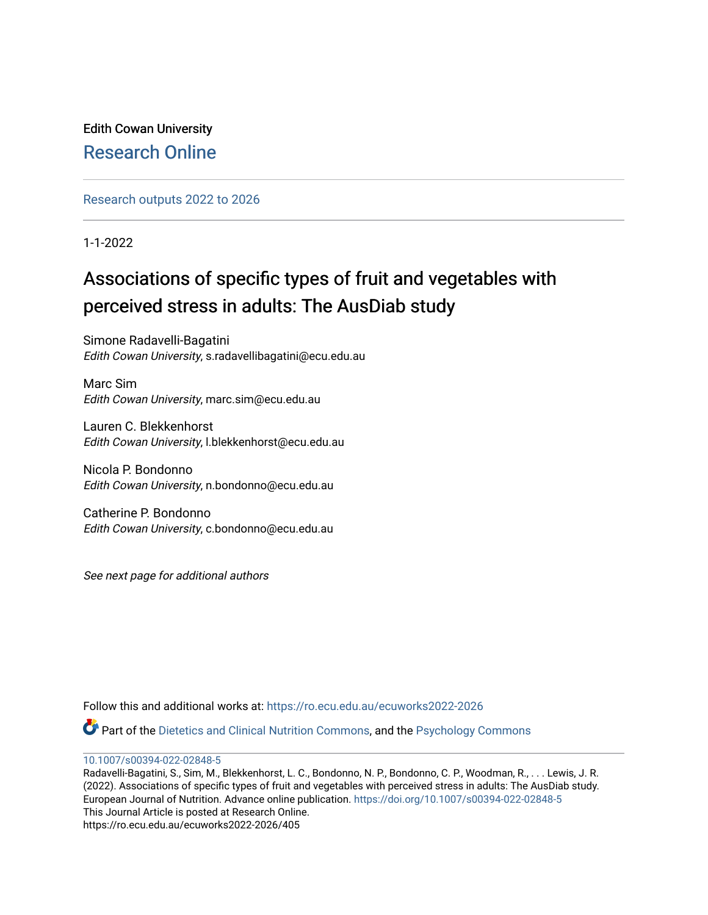Edith Cowan University

Research Online

Research outputs 2022 to 2026

1-1-2022

# Associations of specific types of fruit and vegetables with perceived stress in adults: The AusDiab study

Simone Radavelli-Bagatini
*Edith Cowan University*, s.radavellibagatini@ecu.edu.au

Marc Sim
*Edith Cowan University*, marc.sim@ecu.edu.au

Lauren C. Blekkenhorst
*Edith Cowan University*, l.blekkenhorst@ecu.edu.au

Nicola P. Bondonno
*Edith Cowan University*, n.bondonno@ecu.edu.au

Catherine P. Bondonno
*Edith Cowan University*, c.bondonno@ecu.edu.au

*See next page for additional authors*

Follow this and additional works at: https://ro.ecu.edu.au/ecuworks2022-2026

Part of the Dietetics and Clinical Nutrition Commons, and the Psychology Commons

10.1007/s00394-022-02848-5

Radavelli-Bagatini, S., Sim, M., Blekkenhorst, L. C., Bondonno, N. P., Bondonno, C. P., Woodman, R., . . . Lewis, J. R. (2022). Associations of specific types of fruit and vegetables with perceived stress in adults: The AusDiab study. European Journal of Nutrition. Advance online publication. https://doi.org/10.1007/s00394-022-02848-5

This Journal Article is posted at Research Online.
https://ro.ecu.edu.au/ecuworks2022-2026/405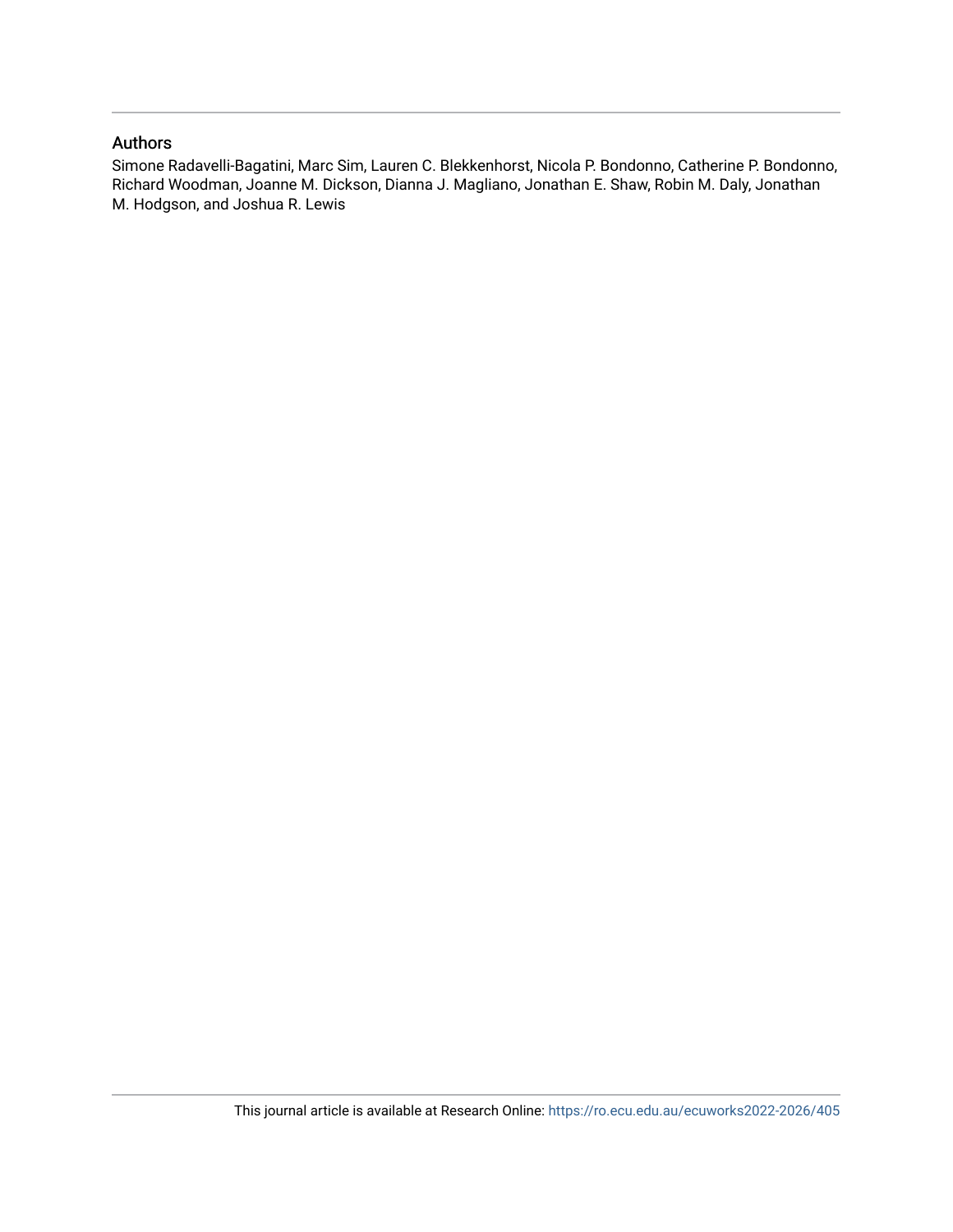## Authors

Simone Radavelli-Bagatini, Marc Sim, Lauren C. Blekkenhorst, Nicola P. Bondonno, Catherine P. Bondonno, Richard Woodman, Joanne M. Dickson, Dianna J. Magliano, Jonathan E. Shaw, Robin M. Daly, Jonathan M. Hodgson, and Joshua R. Lewis

This journal article is available at Research Online: https://ro.ecu.edu.au/ecuworks2022-2026/405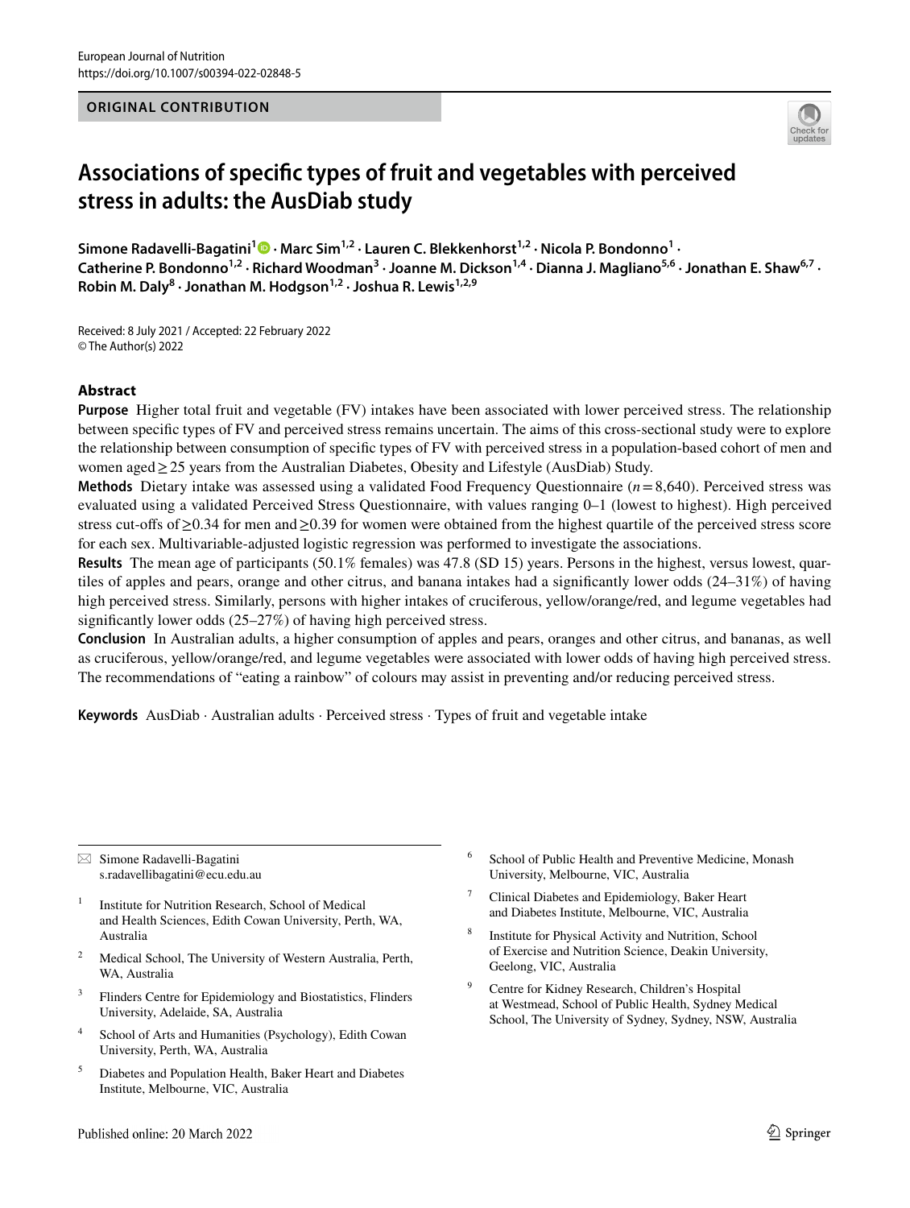**ORIGINAL CONTRIBUTION**

# Associations of specific types of fruit and vegetables with perceived stress in adults: the AusDiab study

**Simone Radavelli-Bagatini[1] · Marc Sim[1,2] · Lauren C. Blekkenhorst[1,2] · Nicola P. Bondonno[1] · Catherine P. Bondonno[1,2] · Richard Woodman[3] · Joanne M. Dickson[1,4] · Dianna J. Magliano[5,6] · Jonathan E. Shaw[6,7] · Robin M. Daly[8] · Jonathan M. Hodgson[1,2] · Joshua R. Lewis[1,2,9]**

Received: 8 July 2021 / Accepted: 22 February 2022
© The Author(s) 2022

## Abstract

**Purpose** Higher total fruit and vegetable (FV) intakes have been associated with lower perceived stress. The relationship between specific types of FV and perceived stress remains uncertain. The aims of this cross-sectional study were to explore the relationship between consumption of specific types of FV with perceived stress in a population-based cohort of men and women aged ≥ 25 years from the Australian Diabetes, Obesity and Lifestyle (AusDiab) Study.

**Methods** Dietary intake was assessed using a validated Food Frequency Questionnaire ($n = 8{,}640$). Perceived stress was evaluated using a validated Perceived Stress Questionnaire, with values ranging 0–1 (lowest to highest). High perceived stress cut-offs of ≥0.34 for men and ≥0.39 for women were obtained from the highest quartile of the perceived stress score for each sex. Multivariable-adjusted logistic regression was performed to investigate the associations.

**Results** The mean age of participants (50.1% females) was 47.8 (SD 15) years. Persons in the highest, versus lowest, quartiles of apples and pears, orange and other citrus, and banana intakes had a significantly lower odds (24–31%) of having high perceived stress. Similarly, persons with higher intakes of cruciferous, yellow/orange/red, and legume vegetables had significantly lower odds (25–27%) of having high perceived stress.

**Conclusion** In Australian adults, a higher consumption of apples and pears, oranges and other citrus, and bananas, as well as cruciferous, yellow/orange/red, and legume vegetables were associated with lower odds of having high perceived stress. The recommendations of "eating a rainbow" of colours may assist in preventing and/or reducing perceived stress.

**Keywords** AusDiab · Australian adults · Perceived stress · Types of fruit and vegetable intake

---

✉ Simone Radavelli-Bagatini
s.radavellibagatini@ecu.edu.au

1. Institute for Nutrition Research, School of Medical and Health Sciences, Edith Cowan University, Perth, WA, Australia
2. Medical School, The University of Western Australia, Perth, WA, Australia
3. Flinders Centre for Epidemiology and Biostatistics, Flinders University, Adelaide, SA, Australia
4. School of Arts and Humanities (Psychology), Edith Cowan University, Perth, WA, Australia
5. Diabetes and Population Health, Baker Heart and Diabetes Institute, Melbourne, VIC, Australia
6. School of Public Health and Preventive Medicine, Monash University, Melbourne, VIC, Australia
7. Clinical Diabetes and Epidemiology, Baker Heart and Diabetes Institute, Melbourne, VIC, Australia
8. Institute for Physical Activity and Nutrition, School of Exercise and Nutrition Science, Deakin University, Geelong, VIC, Australia
9. Centre for Kidney Research, Children's Hospital at Westmead, School of Public Health, Sydney Medical School, The University of Sydney, Sydney, NSW, Australia

Published online: 20 March 2022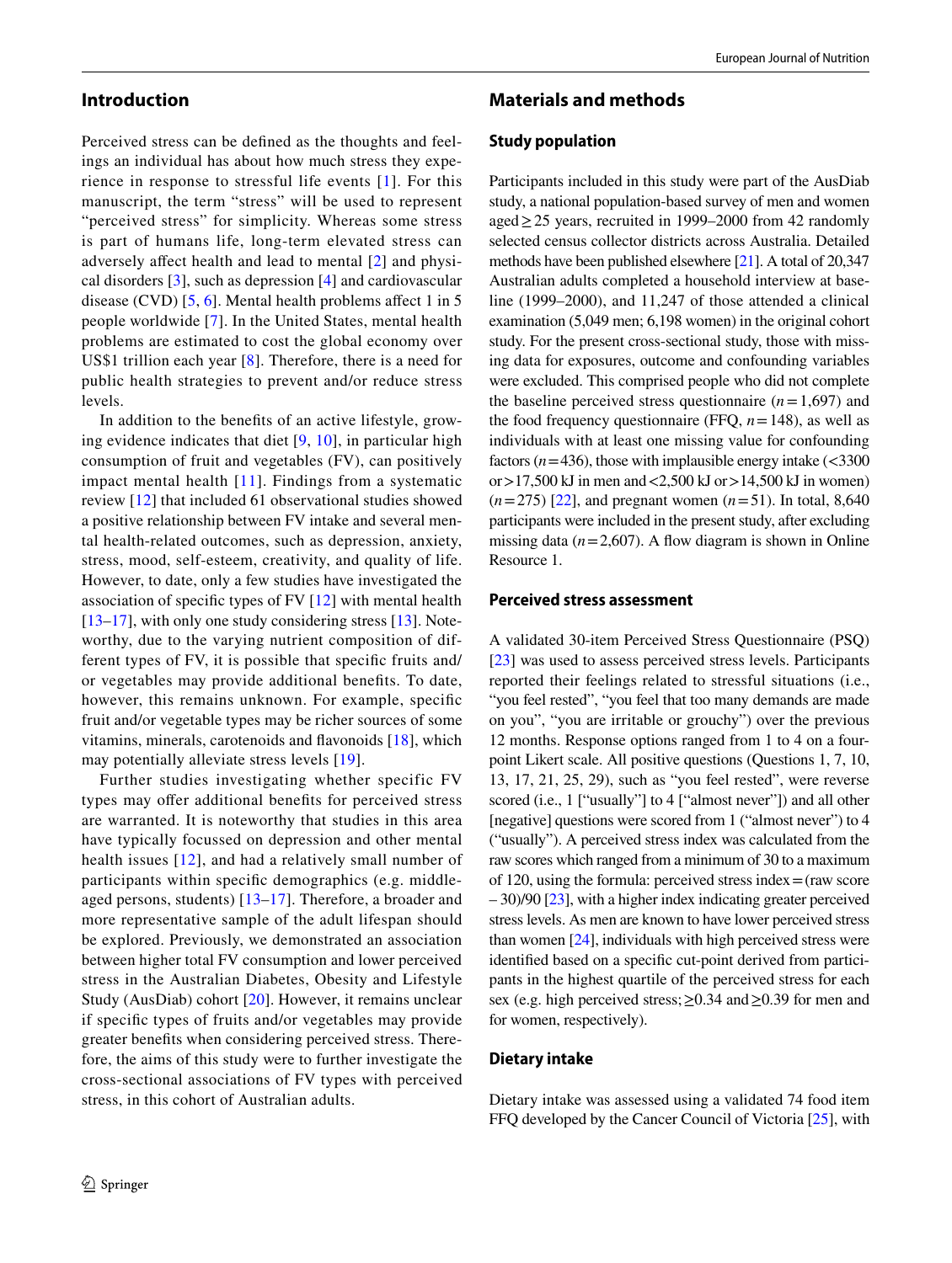## Introduction

Perceived stress can be defined as the thoughts and feelings an individual has about how much stress they experience in response to stressful life events [1]. For this manuscript, the term "stress" will be used to represent "perceived stress" for simplicity. Whereas some stress is part of humans life, long-term elevated stress can adversely affect health and lead to mental [2] and physical disorders [3], such as depression [4] and cardiovascular disease (CVD) [5, 6]. Mental health problems affect 1 in 5 people worldwide [7]. In the United States, mental health problems are estimated to cost the global economy over US$1 trillion each year [8]. Therefore, there is a need for public health strategies to prevent and/or reduce stress levels.

In addition to the benefits of an active lifestyle, growing evidence indicates that diet [9, 10], in particular high consumption of fruit and vegetables (FV), can positively impact mental health [11]. Findings from a systematic review [12] that included 61 observational studies showed a positive relationship between FV intake and several mental health-related outcomes, such as depression, anxiety, stress, mood, self-esteem, creativity, and quality of life. However, to date, only a few studies have investigated the association of specific types of FV [12] with mental health [13–17], with only one study considering stress [13]. Noteworthy, due to the varying nutrient composition of different types of FV, it is possible that specific fruits and/or vegetables may provide additional benefits. To date, however, this remains unknown. For example, specific fruit and/or vegetable types may be richer sources of some vitamins, minerals, carotenoids and flavonoids [18], which may potentially alleviate stress levels [19].

Further studies investigating whether specific FV types may offer additional benefits for perceived stress are warranted. It is noteworthy that studies in this area have typically focussed on depression and other mental health issues [12], and had a relatively small number of participants within specific demographics (e.g. middle-aged persons, students) [13–17]. Therefore, a broader and more representative sample of the adult lifespan should be explored. Previously, we demonstrated an association between higher total FV consumption and lower perceived stress in the Australian Diabetes, Obesity and Lifestyle Study (AusDiab) cohort [20]. However, it remains unclear if specific types of fruits and/or vegetables may provide greater benefits when considering perceived stress. Therefore, the aims of this study were to further investigate the cross-sectional associations of FV types with perceived stress, in this cohort of Australian adults.

## Materials and methods

### Study population

Participants included in this study were part of the AusDiab study, a national population-based survey of men and women aged ≥ 25 years, recruited in 1999–2000 from 42 randomly selected census collector districts across Australia. Detailed methods have been published elsewhere [21]. A total of 20,347 Australian adults completed a household interview at baseline (1999–2000), and 11,247 of those attended a clinical examination (5,049 men; 6,198 women) in the original cohort study. For the present cross-sectional study, those with missing data for exposures, outcome and confounding variables were excluded. This comprised people who did not complete the baseline perceived stress questionnaire ($n = 1,697$) and the food frequency questionnaire (FFQ, $n = 148$), as well as individuals with at least one missing value for confounding factors ($n = 436$), those with implausible energy intake (<3300 or >17,500 kJ in men and <2,500 kJ or >14,500 kJ in women) ($n = 275$) [22], and pregnant women ($n = 51$). In total, 8,640 participants were included in the present study, after excluding missing data ($n = 2,607$). A flow diagram is shown in Online Resource 1.

### Perceived stress assessment

A validated 30-item Perceived Stress Questionnaire (PSQ) [23] was used to assess perceived stress levels. Participants reported their feelings related to stressful situations (i.e., "you feel rested", "you feel that too many demands are made on you", "you are irritable or grouchy") over the previous 12 months. Response options ranged from 1 to 4 on a four-point Likert scale. All positive questions (Questions 1, 7, 10, 13, 17, 21, 25, 29), such as "you feel rested", were reverse scored (i.e., 1 ["usually"] to 4 ["almost never"]) and all other [negative] questions were scored from 1 ("almost never") to 4 ("usually"). A perceived stress index was calculated from the raw scores which ranged from a minimum of 30 to a maximum of 120, using the formula: perceived stress index = (raw score – 30)/90 [23], with a higher index indicating greater perceived stress levels. As men are known to have lower perceived stress than women [24], individuals with high perceived stress were identified based on a specific cut-point derived from participants in the highest quartile of the perceived stress for each sex (e.g. high perceived stress; ≥0.34 and ≥0.39 for men and for women, respectively).

### Dietary intake

Dietary intake was assessed using a validated 74 food item FFQ developed by the Cancer Council of Victoria [25], with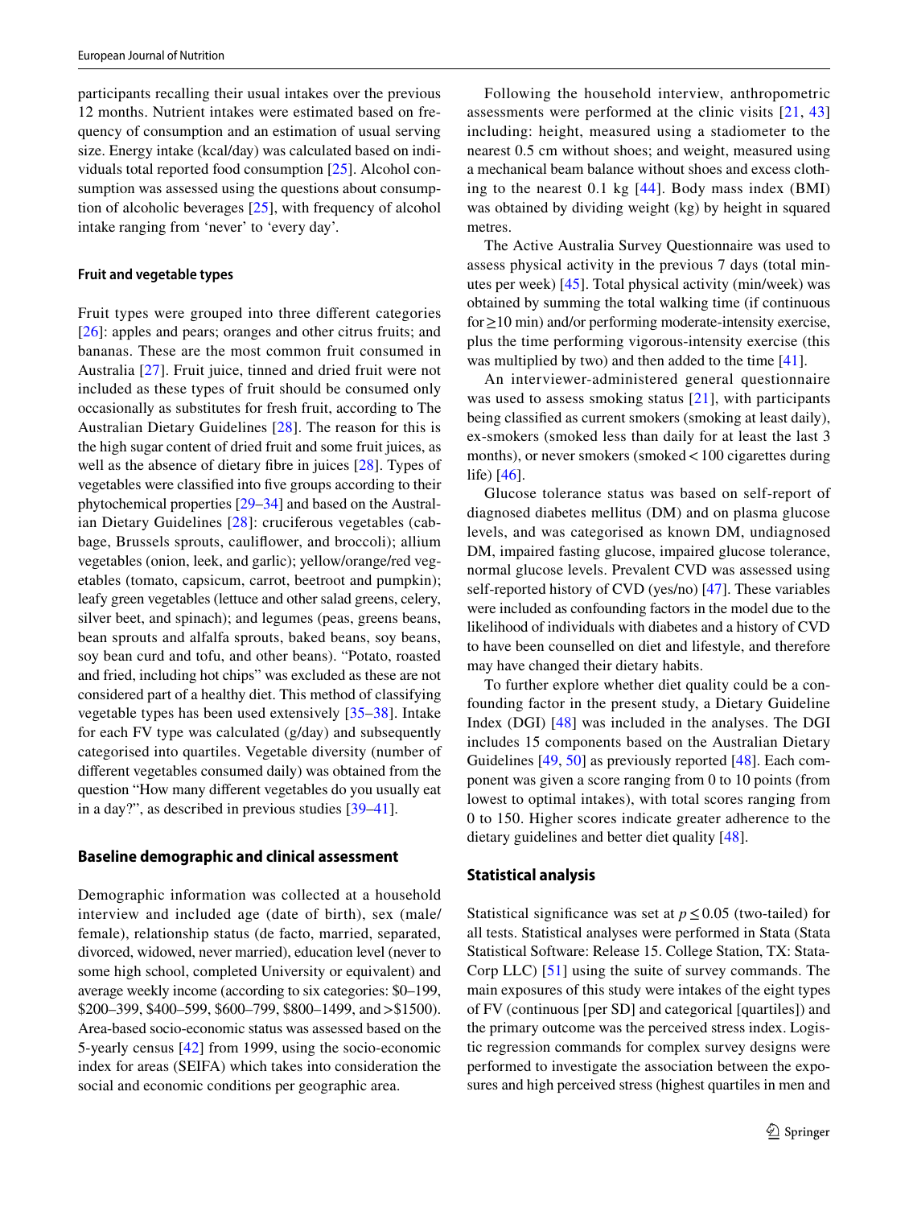participants recalling their usual intakes over the previous 12 months. Nutrient intakes were estimated based on frequency of consumption and an estimation of usual serving size. Energy intake (kcal/day) was calculated based on individuals total reported food consumption [25]. Alcohol consumption was assessed using the questions about consumption of alcoholic beverages [25], with frequency of alcohol intake ranging from 'never' to 'every day'.

#### Fruit and vegetable types

Fruit types were grouped into three different categories [26]: apples and pears; oranges and other citrus fruits; and bananas. These are the most common fruit consumed in Australia [27]. Fruit juice, tinned and dried fruit were not included as these types of fruit should be consumed only occasionally as substitutes for fresh fruit, according to The Australian Dietary Guidelines [28]. The reason for this is the high sugar content of dried fruit and some fruit juices, as well as the absence of dietary fibre in juices [28]. Types of vegetables were classified into five groups according to their phytochemical properties [29–34] and based on the Australian Dietary Guidelines [28]: cruciferous vegetables (cabbage, Brussels sprouts, cauliflower, and broccoli); allium vegetables (onion, leek, and garlic); yellow/orange/red vegetables (tomato, capsicum, carrot, beetroot and pumpkin); leafy green vegetables (lettuce and other salad greens, celery, silver beet, and spinach); and legumes (peas, greens beans, bean sprouts and alfalfa sprouts, baked beans, soy beans, soy bean curd and tofu, and other beans). "Potato, roasted and fried, including hot chips" was excluded as these are not considered part of a healthy diet. This method of classifying vegetable types has been used extensively [35–38]. Intake for each FV type was calculated (g/day) and subsequently categorised into quartiles. Vegetable diversity (number of different vegetables consumed daily) was obtained from the question "How many different vegetables do you usually eat in a day?", as described in previous studies [39–41].

### Baseline demographic and clinical assessment

Demographic information was collected at a household interview and included age (date of birth), sex (male/female), relationship status (de facto, married, separated, divorced, widowed, never married), education level (never to some high school, completed University or equivalent) and average weekly income (according to six categories: $0–199, $200–399, $400–599, $600–799, $800–1499, and >$1500). Area-based socio-economic status was assessed based on the 5-yearly census [42] from 1999, using the socio-economic index for areas (SEIFA) which takes into consideration the social and economic conditions per geographic area.

Following the household interview, anthropometric assessments were performed at the clinic visits [21, 43] including: height, measured using a stadiometer to the nearest 0.5 cm without shoes; and weight, measured using a mechanical beam balance without shoes and excess clothing to the nearest 0.1 kg [44]. Body mass index (BMI) was obtained by dividing weight (kg) by height in squared metres.

The Active Australia Survey Questionnaire was used to assess physical activity in the previous 7 days (total minutes per week) [45]. Total physical activity (min/week) was obtained by summing the total walking time (if continuous for $\geq$10 min) and/or performing moderate-intensity exercise, plus the time performing vigorous-intensity exercise (this was multiplied by two) and then added to the time [41].

An interviewer-administered general questionnaire was used to assess smoking status [21], with participants being classified as current smokers (smoking at least daily), ex-smokers (smoked less than daily for at least the last 3 months), or never smokers (smoked < 100 cigarettes during life) [46].

Glucose tolerance status was based on self-report of diagnosed diabetes mellitus (DM) and on plasma glucose levels, and was categorised as known DM, undiagnosed DM, impaired fasting glucose, impaired glucose tolerance, normal glucose levels. Prevalent CVD was assessed using self-reported history of CVD (yes/no) [47]. These variables were included as confounding factors in the model due to the likelihood of individuals with diabetes and a history of CVD to have been counselled on diet and lifestyle, and therefore may have changed their dietary habits.

To further explore whether diet quality could be a confounding factor in the present study, a Dietary Guideline Index (DGI) [48] was included in the analyses. The DGI includes 15 components based on the Australian Dietary Guidelines [49, 50] as previously reported [48]. Each component was given a score ranging from 0 to 10 points (from lowest to optimal intakes), with total scores ranging from 0 to 150. Higher scores indicate greater adherence to the dietary guidelines and better diet quality [48].

### Statistical analysis

Statistical significance was set at $p \leq 0.05$ (two-tailed) for all tests. Statistical analyses were performed in Stata (Stata Statistical Software: Release 15. College Station, TX: StataCorp LLC) [51] using the suite of survey commands. The main exposures of this study were intakes of the eight types of FV (continuous [per SD] and categorical [quartiles]) and the primary outcome was the perceived stress index. Logistic regression commands for complex survey designs were performed to investigate the association between the exposures and high perceived stress (highest quartiles in men and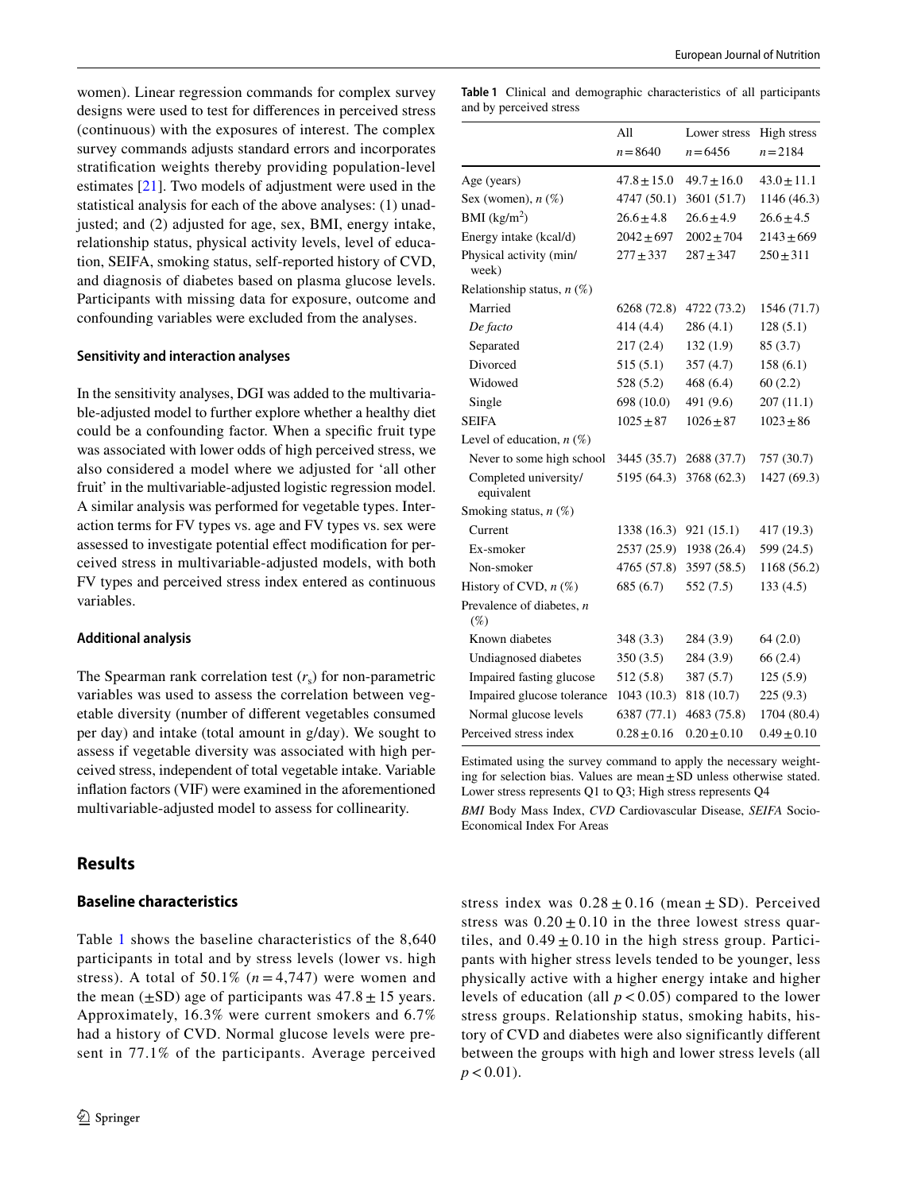women). Linear regression commands for complex survey designs were used to test for differences in perceived stress (continuous) with the exposures of interest. The complex survey commands adjusts standard errors and incorporates stratification weights thereby providing population-level estimates [21]. Two models of adjustment were used in the statistical analysis for each of the above analyses: (1) unadjusted; and (2) adjusted for age, sex, BMI, energy intake, relationship status, physical activity levels, level of education, SEIFA, smoking status, self-reported history of CVD, and diagnosis of diabetes based on plasma glucose levels. Participants with missing data for exposure, outcome and confounding variables were excluded from the analyses.

### Sensitivity and interaction analyses

In the sensitivity analyses, DGI was added to the multivariable-adjusted model to further explore whether a healthy diet could be a confounding factor. When a specific fruit type was associated with lower odds of high perceived stress, we also considered a model where we adjusted for 'all other fruit' in the multivariable-adjusted logistic regression model. A similar analysis was performed for vegetable types. Interaction terms for FV types vs. age and FV types vs. sex were assessed to investigate potential effect modification for perceived stress in multivariable-adjusted models, with both FV types and perceived stress index entered as continuous variables.

### Additional analysis

The Spearman rank correlation test ($r_s$) for non-parametric variables was used to assess the correlation between vegetable diversity (number of different vegetables consumed per day) and intake (total amount in g/day). We sought to assess if vegetable diversity was associated with high perceived stress, independent of total vegetable intake. Variable inflation factors (VIF) were examined in the aforementioned multivariable-adjusted model to assess for collinearity.

**Table 1** Clinical and demographic characteristics of all participants and by perceived stress

| | All<br>$n = 8640$ | Lower stress<br>$n = 6456$ | High stress<br>$n = 2184$ |
|---|---|---|---|
| Age (years) | 47.8 ± 15.0 | 49.7 ± 16.0 | 43.0 ± 11.1 |
| Sex (women), *n* (%) | 4747 (50.1) | 3601 (51.7) | 1146 (46.3) |
| BMI (kg/m$^2$) | 26.6 ± 4.8 | 26.6 ± 4.9 | 26.6 ± 4.5 |
| Energy intake (kcal/d) | 2042 ± 697 | 2002 ± 704 | 2143 ± 669 |
| Physical activity (min/week) | 277 ± 337 | 287 ± 347 | 250 ± 311 |
| Relationship status, *n* (%) | | | |
| Married | 6268 (72.8) | 4722 (73.2) | 1546 (71.7) |
| *De facto* | 414 (4.4) | 286 (4.1) | 128 (5.1) |
| Separated | 217 (2.4) | 132 (1.9) | 85 (3.7) |
| Divorced | 515 (5.1) | 357 (4.7) | 158 (6.1) |
| Widowed | 528 (5.2) | 468 (6.4) | 60 (2.2) |
| Single | 698 (10.0) | 491 (9.6) | 207 (11.1) |
| SEIFA | 1025 ± 87 | 1026 ± 87 | 1023 ± 86 |
| Level of education, *n* (%) | | | |
| Never to some high school | 3445 (35.7) | 2688 (37.7) | 757 (30.7) |
| Completed university/equivalent | 5195 (64.3) | 3768 (62.3) | 1427 (69.3) |
| Smoking status, *n* (%) | | | |
| Current | 1338 (16.3) | 921 (15.1) | 417 (19.3) |
| Ex-smoker | 2537 (25.9) | 1938 (26.4) | 599 (24.5) |
| Non-smoker | 4765 (57.8) | 3597 (58.5) | 1168 (56.2) |
| History of CVD, *n* (%) | 685 (6.7) | 552 (7.5) | 133 (4.5) |
| Prevalence of diabetes, *n* (%) | | | |
| Known diabetes | 348 (3.3) | 284 (3.9) | 64 (2.0) |
| Undiagnosed diabetes | 350 (3.5) | 284 (3.9) | 66 (2.4) |
| Impaired fasting glucose | 512 (5.8) | 387 (5.7) | 125 (5.9) |
| Impaired glucose tolerance | 1043 (10.3) | 818 (10.7) | 225 (9.3) |
| Normal glucose levels | 6387 (77.1) | 4683 (75.8) | 1704 (80.4) |
| Perceived stress index | 0.28 ± 0.16 | 0.20 ± 0.10 | 0.49 ± 0.10 |

Estimated using the survey command to apply the necessary weighting for selection bias. Values are mean ± SD unless otherwise stated. Lower stress represents Q1 to Q3; High stress represents Q4

*BMI* Body Mass Index, *CVD* Cardiovascular Disease, *SEIFA* Socio-Economical Index For Areas

## Results

### Baseline characteristics

Table 1 shows the baseline characteristics of the 8,640 participants in total and by stress levels (lower vs. high stress). A total of 50.1% ($n = 4{,}747$) were women and the mean (±SD) age of participants was 47.8 ± 15 years. Approximately, 16.3% were current smokers and 6.7% had a history of CVD. Normal glucose levels were present in 77.1% of the participants. Average perceived stress index was 0.28 ± 0.16 (mean ± SD). Perceived stress was 0.20 ± 0.10 in the three lowest stress quartiles, and 0.49 ± 0.10 in the high stress group. Participants with higher stress levels tended to be younger, less physically active with a higher energy intake and higher levels of education (all $p < 0.05$) compared to the lower stress groups. Relationship status, smoking habits, history of CVD and diabetes were also significantly different between the groups with high and lower stress levels (all $p < 0.01$).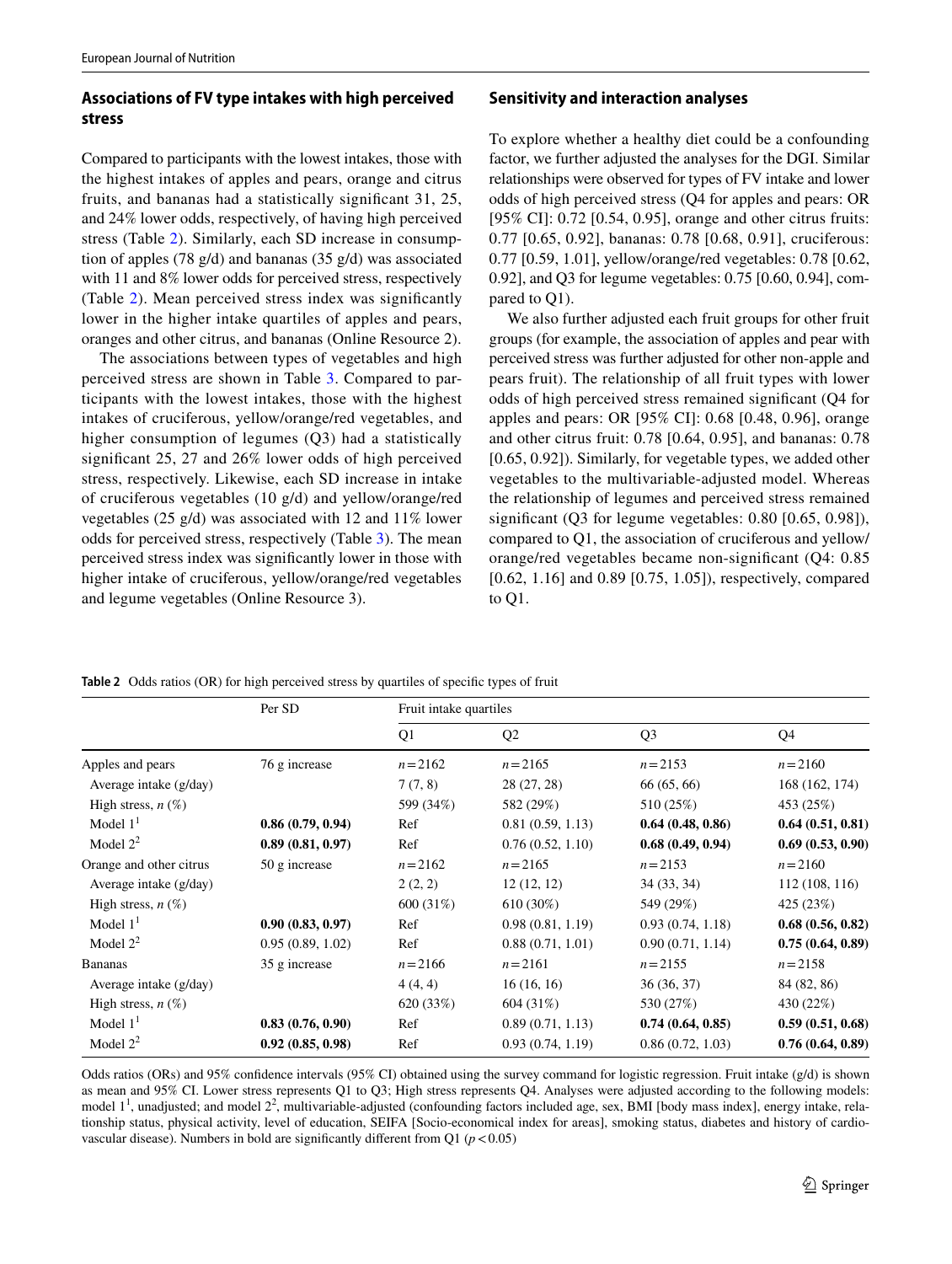## Associations of FV type intakes with high perceived stress

Compared to participants with the lowest intakes, those with the highest intakes of apples and pears, orange and citrus fruits, and bananas had a statistically significant 31, 25, and 24% lower odds, respectively, of having high perceived stress (Table 2). Similarly, each SD increase in consumption of apples (78 g/d) and bananas (35 g/d) was associated with 11 and 8% lower odds for perceived stress, respectively (Table 2). Mean perceived stress index was significantly lower in the higher intake quartiles of apples and pears, oranges and other citrus, and bananas (Online Resource 2).

The associations between types of vegetables and high perceived stress are shown in Table 3. Compared to participants with the lowest intakes, those with the highest intakes of cruciferous, yellow/orange/red vegetables, and higher consumption of legumes (Q3) had a statistically significant 25, 27 and 26% lower odds of high perceived stress, respectively. Likewise, each SD increase in intake of cruciferous vegetables (10 g/d) and yellow/orange/red vegetables (25 g/d) was associated with 12 and 11% lower odds for perceived stress, respectively (Table 3). The mean perceived stress index was significantly lower in those with higher intake of cruciferous, yellow/orange/red vegetables and legume vegetables (Online Resource 3).

## Sensitivity and interaction analyses

To explore whether a healthy diet could be a confounding factor, we further adjusted the analyses for the DGI. Similar relationships were observed for types of FV intake and lower odds of high perceived stress (Q4 for apples and pears: OR [95% CI]: 0.72 [0.54, 0.95], orange and other citrus fruits: 0.77 [0.65, 0.92], bananas: 0.78 [0.68, 0.91], cruciferous: 0.77 [0.59, 1.01], yellow/orange/red vegetables: 0.78 [0.62, 0.92], and Q3 for legume vegetables: 0.75 [0.60, 0.94], compared to Q1).

We also further adjusted each fruit groups for other fruit groups (for example, the association of apples and pear with perceived stress was further adjusted for other non-apple and pears fruit). The relationship of all fruit types with lower odds of high perceived stress remained significant (Q4 for apples and pears: OR [95% CI]: 0.68 [0.48, 0.96], orange and other citrus fruit: 0.78 [0.64, 0.95], and bananas: 0.78 [0.65, 0.92]). Similarly, for vegetable types, we added other vegetables to the multivariable-adjusted model. Whereas the relationship of legumes and perceived stress remained significant (Q3 for legume vegetables: 0.80 [0.65, 0.98]), compared to Q1, the association of cruciferous and yellow/orange/red vegetables became non-significant (Q4: 0.85 [0.62, 1.16] and 0.89 [0.75, 1.05]), respectively, compared to Q1.

**Table 2** Odds ratios (OR) for high perceived stress by quartiles of specific types of fruit

| | Per SD | Fruit intake quartiles | | | |
|---|---|---|---|---|---|
| | | Q1 | Q2 | Q3 | Q4 |
| Apples and pears | 76 g increase | $n=2162$ | $n=2165$ | $n=2153$ | $n=2160$ |
| Average intake (g/day) | | 7 (7, 8) | 28 (27, 28) | 66 (65, 66) | 168 (162, 174) |
| High stress, $n$ (%) | | 599 (34%) | 582 (29%) | 510 (25%) | 453 (25%) |
| Model 1[1] | **0.86 (0.79, 0.94)** | Ref | 0.81 (0.59, 1.13) | **0.64 (0.48, 0.86)** | **0.64 (0.51, 0.81)** |
| Model 2[2] | **0.89 (0.81, 0.97)** | Ref | 0.76 (0.52, 1.10) | **0.68 (0.49, 0.94)** | **0.69 (0.53, 0.90)** |
| Orange and other citrus | 50 g increase | $n=2162$ | $n=2165$ | $n=2153$ | $n=2160$ |
| Average intake (g/day) | | 2 (2, 2) | 12 (12, 12) | 34 (33, 34) | 112 (108, 116) |
| High stress, $n$ (%) | | 600 (31%) | 610 (30%) | 549 (29%) | 425 (23%) |
| Model 1[1] | **0.90 (0.83, 0.97)** | Ref | 0.98 (0.81, 1.19) | 0.93 (0.74, 1.18) | **0.68 (0.56, 0.82)** |
| Model 2[2] | 0.95 (0.89, 1.02) | Ref | 0.88 (0.71, 1.01) | 0.90 (0.71, 1.14) | **0.75 (0.64, 0.89)** |
| Bananas | 35 g increase | $n=2166$ | $n=2161$ | $n=2155$ | $n=2158$ |
| Average intake (g/day) | | 4 (4, 4) | 16 (16, 16) | 36 (36, 37) | 84 (82, 86) |
| High stress, $n$ (%) | | 620 (33%) | 604 (31%) | 530 (27%) | 430 (22%) |
| Model 1[1] | **0.83 (0.76, 0.90)** | Ref | 0.89 (0.71, 1.13) | **0.74 (0.64, 0.85)** | **0.59 (0.51, 0.68)** |
| Model 2[2] | **0.92 (0.85, 0.98)** | Ref | 0.93 (0.74, 1.19) | 0.86 (0.72, 1.03) | **0.76 (0.64, 0.89)** |

Odds ratios (ORs) and 95% confidence intervals (95% CI) obtained using the survey command for logistic regression. Fruit intake (g/d) is shown as mean and 95% CI. Lower stress represents Q1 to Q3; High stress represents Q4. Analyses were adjusted according to the following models: model 1[1], unadjusted; and model 2[2], multivariable-adjusted (confounding factors included age, sex, BMI [body mass index], energy intake, relationship status, physical activity, level of education, SEIFA [Socio-economical index for areas], smoking status, diabetes and history of cardiovascular disease). Numbers in bold are significantly different from Q1 ($p<0.05$)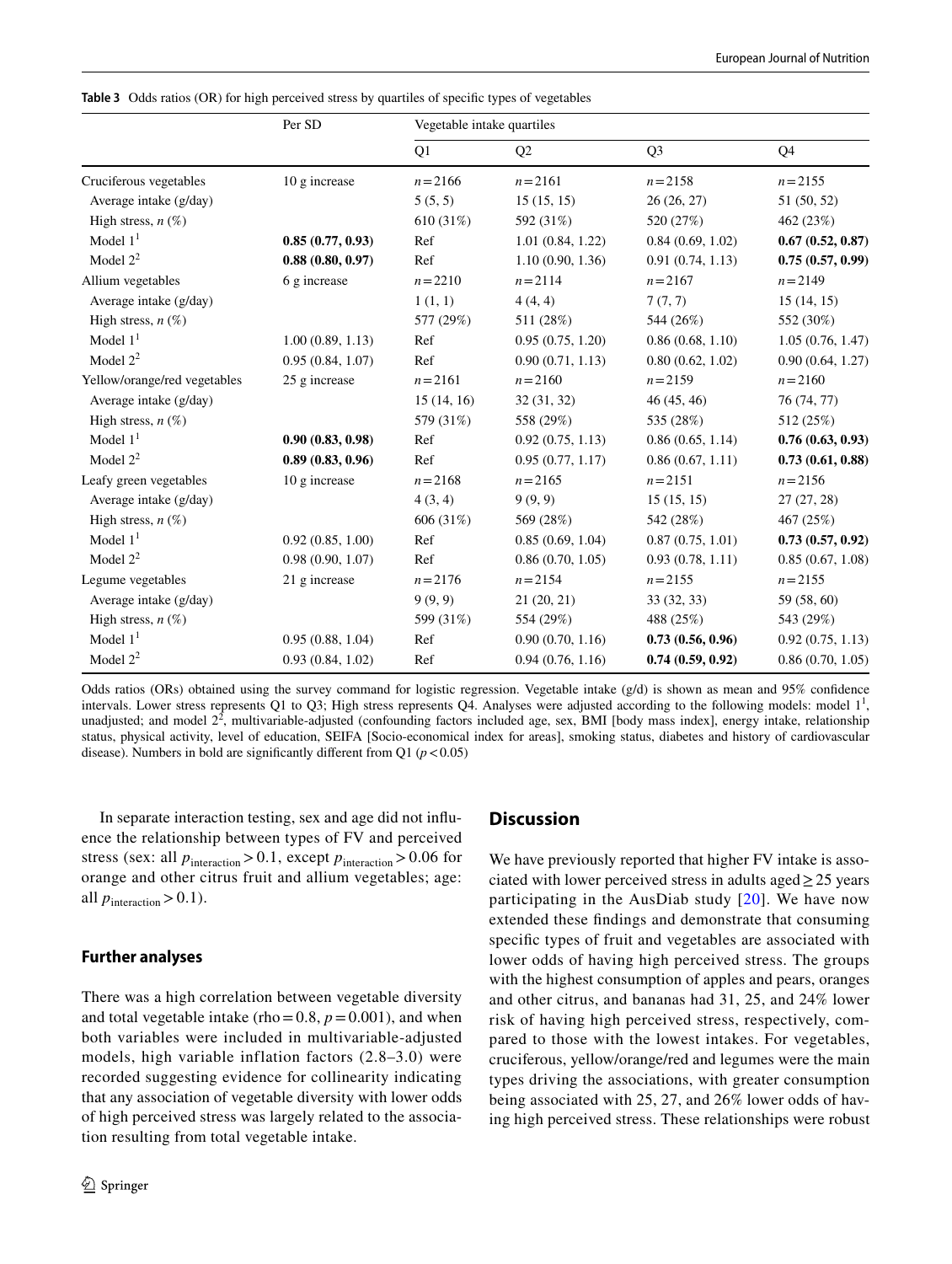**Table 3** Odds ratios (OR) for high perceived stress by quartiles of specific types of vegetables

| | Per SD | Vegetable intake quartiles | | | |
|---|---|---|---|---|---|
| | | Q1 | Q2 | Q3 | Q4 |
| Cruciferous vegetables | 10 g increase | $n=2166$ | $n=2161$ | $n=2158$ | $n=2155$ |
| Average intake (g/day) | | 5 (5, 5) | 15 (15, 15) | 26 (26, 27) | 51 (50, 52) |
| High stress, $n$ (%) | | 610 (31%) | 592 (31%) | 520 (27%) | 462 (23%) |
| Model 1[1] | **0.85 (0.77, 0.93)** | Ref | 1.01 (0.84, 1.22) | 0.84 (0.69, 1.02) | **0.67 (0.52, 0.87)** |
| Model 2[2] | **0.88 (0.80, 0.97)** | Ref | 1.10 (0.90, 1.36) | 0.91 (0.74, 1.13) | **0.75 (0.57, 0.99)** |
| Allium vegetables | 6 g increase | $n=2210$ | $n=2114$ | $n=2167$ | $n=2149$ |
| Average intake (g/day) | | 1 (1, 1) | 4 (4, 4) | 7 (7, 7) | 15 (14, 15) |
| High stress, $n$ (%) | | 577 (29%) | 511 (28%) | 544 (26%) | 552 (30%) |
| Model 1[1] | 1.00 (0.89, 1.13) | Ref | 0.95 (0.75, 1.20) | 0.86 (0.68, 1.10) | 1.05 (0.76, 1.47) |
| Model 2[2] | 0.95 (0.84, 1.07) | Ref | 0.90 (0.71, 1.13) | 0.80 (0.62, 1.02) | 0.90 (0.64, 1.27) |
| Yellow/orange/red vegetables | 25 g increase | $n=2161$ | $n=2160$ | $n=2159$ | $n=2160$ |
| Average intake (g/day) | | 15 (14, 16) | 32 (31, 32) | 46 (45, 46) | 76 (74, 77) |
| High stress, $n$ (%) | | 579 (31%) | 558 (29%) | 535 (28%) | 512 (25%) |
| Model 1[1] | **0.90 (0.83, 0.98)** | Ref | 0.92 (0.75, 1.13) | 0.86 (0.65, 1.14) | **0.76 (0.63, 0.93)** |
| Model 2[2] | **0.89 (0.83, 0.96)** | Ref | 0.95 (0.77, 1.17) | 0.86 (0.67, 1.11) | **0.73 (0.61, 0.88)** |
| Leafy green vegetables | 10 g increase | $n=2168$ | $n=2165$ | $n=2151$ | $n=2156$ |
| Average intake (g/day) | | 4 (3, 4) | 9 (9, 9) | 15 (15, 15) | 27 (27, 28) |
| High stress, $n$ (%) | | 606 (31%) | 569 (28%) | 542 (28%) | 467 (25%) |
| Model 1[1] | 0.92 (0.85, 1.00) | Ref | 0.85 (0.69, 1.04) | 0.87 (0.75, 1.01) | **0.73 (0.57, 0.92)** |
| Model 2[2] | 0.98 (0.90, 1.07) | Ref | 0.86 (0.70, 1.05) | 0.93 (0.78, 1.11) | 0.85 (0.67, 1.08) |
| Legume vegetables | 21 g increase | $n=2176$ | $n=2154$ | $n=2155$ | $n=2155$ |
| Average intake (g/day) | | 9 (9, 9) | 21 (20, 21) | 33 (32, 33) | 59 (58, 60) |
| High stress, $n$ (%) | | 599 (31%) | 554 (29%) | 488 (25%) | 543 (29%) |
| Model 1[1] | 0.95 (0.88, 1.04) | Ref | 0.90 (0.70, 1.16) | **0.73 (0.56, 0.96)** | 0.92 (0.75, 1.13) |
| Model 2[2] | 0.93 (0.84, 1.02) | Ref | 0.94 (0.76, 1.16) | **0.74 (0.59, 0.92)** | 0.86 (0.70, 1.05) |

Odds ratios (ORs) obtained using the survey command for logistic regression. Vegetable intake (g/d) is shown as mean and 95% confidence intervals. Lower stress represents Q1 to Q3; High stress represents Q4. Analyses were adjusted according to the following models: model 1[1], unadjusted; and model 2[2], multivariable-adjusted (confounding factors included age, sex, BMI [body mass index], energy intake, relationship status, physical activity, level of education, SEIFA [Socio-economical index for areas], smoking status, diabetes and history of cardiovascular disease). Numbers in bold are significantly different from Q1 ($p<0.05$)

In separate interaction testing, sex and age did not influence the relationship between types of FV and perceived stress (sex: all $p_{\text{interaction}}>0.1$, except $p_{\text{interaction}}>0.06$ for orange and other citrus fruit and allium vegetables; age: all $p_{\text{interaction}}>0.1$).

### Further analyses

There was a high correlation between vegetable diversity and total vegetable intake (rho $=0.8$, $p=0.001$), and when both variables were included in multivariable-adjusted models, high variable inflation factors (2.8–3.0) were recorded suggesting evidence for collinearity indicating that any association of vegetable diversity with lower odds of high perceived stress was largely related to the association resulting from total vegetable intake.

## Discussion

We have previously reported that higher FV intake is associated with lower perceived stress in adults aged ≥ 25 years participating in the AusDiab study [20]. We have now extended these findings and demonstrate that consuming specific types of fruit and vegetables are associated with lower odds of having high perceived stress. The groups with the highest consumption of apples and pears, oranges and other citrus, and bananas had 31, 25, and 24% lower risk of having high perceived stress, respectively, compared to those with the lowest intakes. For vegetables, cruciferous, yellow/orange/red and legumes were the main types driving the associations, with greater consumption being associated with 25, 27, and 26% lower odds of having high perceived stress. These relationships were robust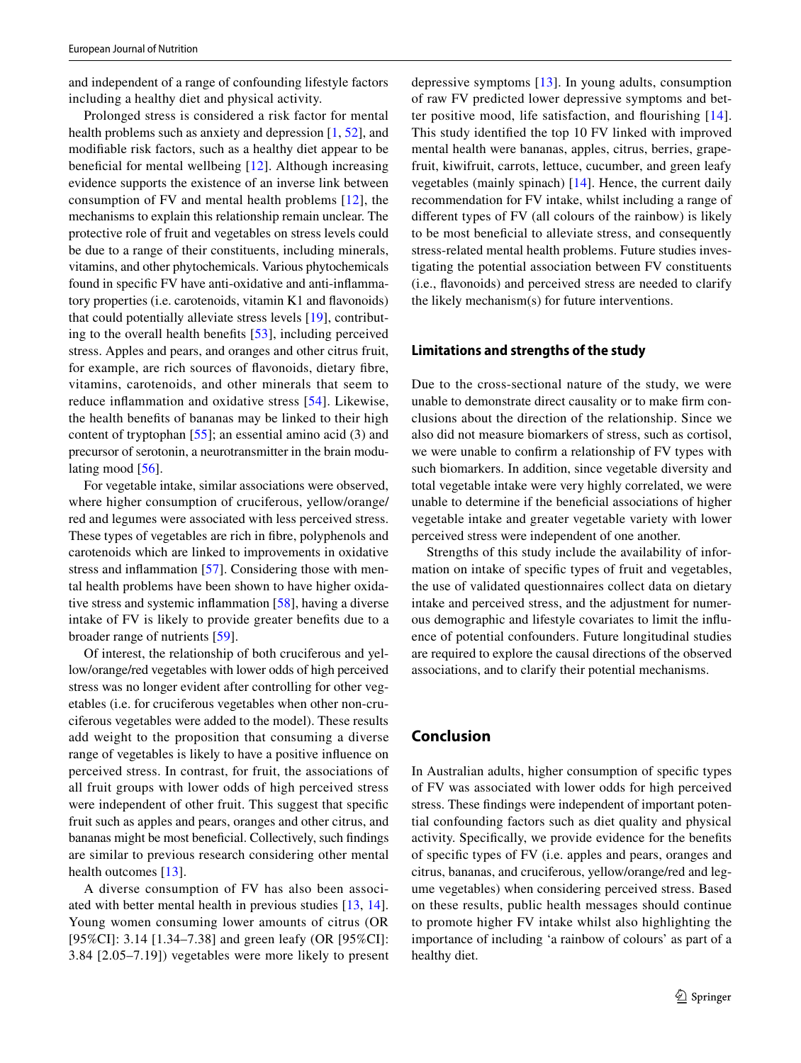and independent of a range of confounding lifestyle factors including a healthy diet and physical activity.

Prolonged stress is considered a risk factor for mental health problems such as anxiety and depression [1, 52], and modifiable risk factors, such as a healthy diet appear to be beneficial for mental wellbeing [12]. Although increasing evidence supports the existence of an inverse link between consumption of FV and mental health problems [12], the mechanisms to explain this relationship remain unclear. The protective role of fruit and vegetables on stress levels could be due to a range of their constituents, including minerals, vitamins, and other phytochemicals. Various phytochemicals found in specific FV have anti-oxidative and anti-inflammatory properties (i.e. carotenoids, vitamin K1 and flavonoids) that could potentially alleviate stress levels [19], contributing to the overall health benefits [53], including perceived stress. Apples and pears, and oranges and other citrus fruit, for example, are rich sources of flavonoids, dietary fibre, vitamins, carotenoids, and other minerals that seem to reduce inflammation and oxidative stress [54]. Likewise, the health benefits of bananas may be linked to their high content of tryptophan [55]; an essential amino acid (3) and precursor of serotonin, a neurotransmitter in the brain modulating mood [56].

For vegetable intake, similar associations were observed, where higher consumption of cruciferous, yellow/orange/red and legumes were associated with less perceived stress. These types of vegetables are rich in fibre, polyphenols and carotenoids which are linked to improvements in oxidative stress and inflammation [57]. Considering those with mental health problems have been shown to have higher oxidative stress and systemic inflammation [58], having a diverse intake of FV is likely to provide greater benefits due to a broader range of nutrients [59].

Of interest, the relationship of both cruciferous and yellow/orange/red vegetables with lower odds of high perceived stress was no longer evident after controlling for other vegetables (i.e. for cruciferous vegetables when other non-cruciferous vegetables were added to the model). These results add weight to the proposition that consuming a diverse range of vegetables is likely to have a positive influence on perceived stress. In contrast, for fruit, the associations of all fruit groups with lower odds of high perceived stress were independent of other fruit. This suggest that specific fruit such as apples and pears, oranges and other citrus, and bananas might be most beneficial. Collectively, such findings are similar to previous research considering other mental health outcomes [13].

A diverse consumption of FV has also been associated with better mental health in previous studies [13, 14]. Young women consuming lower amounts of citrus (OR [95%CI]: 3.14 [1.34–7.38] and green leafy (OR [95%CI]: 3.84 [2.05–7.19]) vegetables were more likely to present depressive symptoms [13]. In young adults, consumption of raw FV predicted lower depressive symptoms and better positive mood, life satisfaction, and flourishing [14]. This study identified the top 10 FV linked with improved mental health were bananas, apples, citrus, berries, grapefruit, kiwifruit, carrots, lettuce, cucumber, and green leafy vegetables (mainly spinach) [14]. Hence, the current daily recommendation for FV intake, whilst including a range of different types of FV (all colours of the rainbow) is likely to be most beneficial to alleviate stress, and consequently stress-related mental health problems. Future studies investigating the potential association between FV constituents (i.e., flavonoids) and perceived stress are needed to clarify the likely mechanism(s) for future interventions.

### Limitations and strengths of the study

Due to the cross-sectional nature of the study, we were unable to demonstrate direct causality or to make firm conclusions about the direction of the relationship. Since we also did not measure biomarkers of stress, such as cortisol, we were unable to confirm a relationship of FV types with such biomarkers. In addition, since vegetable diversity and total vegetable intake were very highly correlated, we were unable to determine if the beneficial associations of higher vegetable intake and greater vegetable variety with lower perceived stress were independent of one another.

Strengths of this study include the availability of information on intake of specific types of fruit and vegetables, the use of validated questionnaires collect data on dietary intake and perceived stress, and the adjustment for numerous demographic and lifestyle covariates to limit the influence of potential confounders. Future longitudinal studies are required to explore the causal directions of the observed associations, and to clarify their potential mechanisms.

## Conclusion

In Australian adults, higher consumption of specific types of FV was associated with lower odds for high perceived stress. These findings were independent of important potential confounding factors such as diet quality and physical activity. Specifically, we provide evidence for the benefits of specific types of FV (i.e. apples and pears, oranges and citrus, bananas, and cruciferous, yellow/orange/red and legume vegetables) when considering perceived stress. Based on these results, public health messages should continue to promote higher FV intake whilst also highlighting the importance of including 'a rainbow of colours' as part of a healthy diet.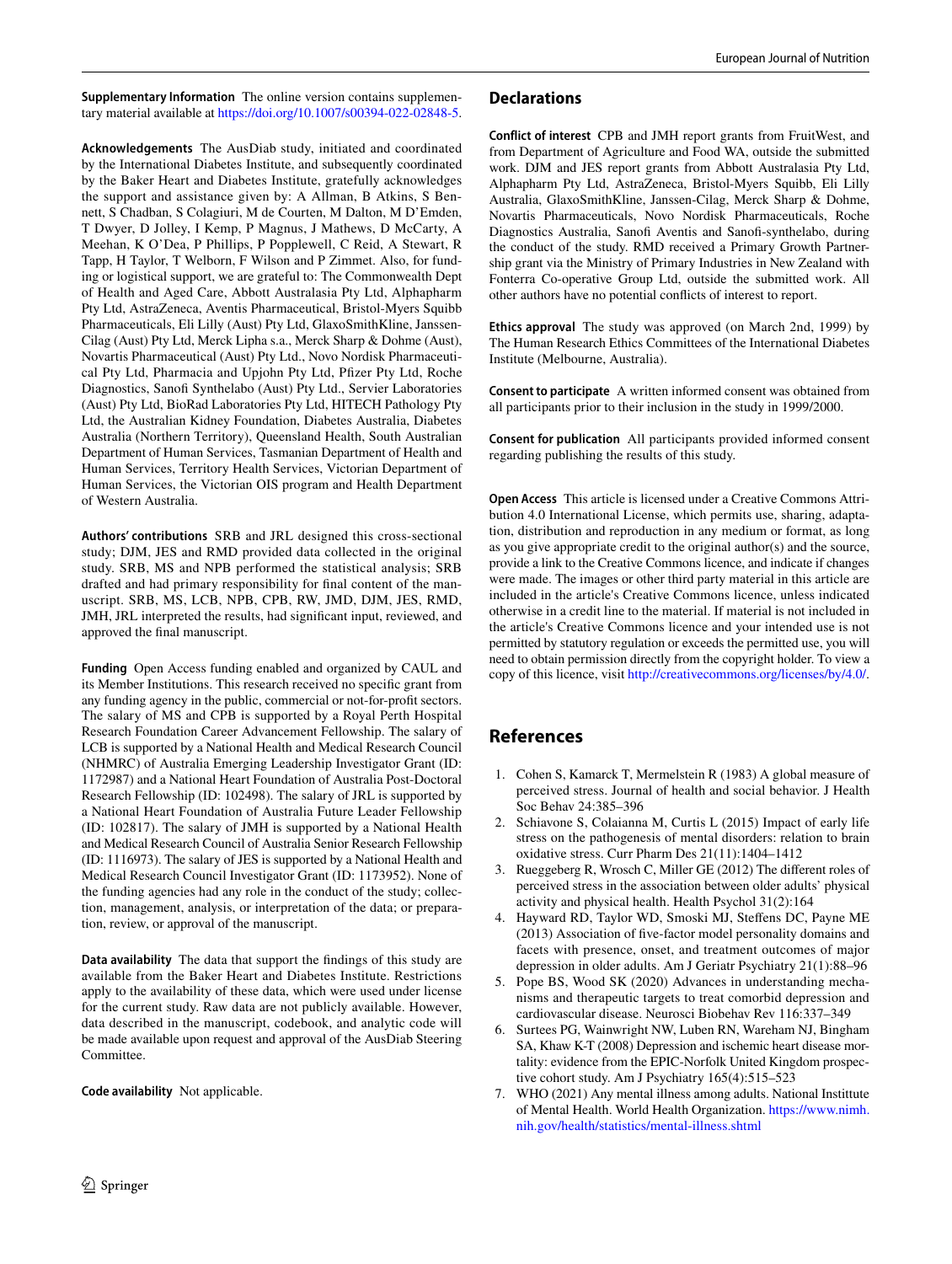**Supplementary Information** The online version contains supplementary material available at https://doi.org/10.1007/s00394-022-02848-5.

**Acknowledgements** The AusDiab study, initiated and coordinated by the International Diabetes Institute, and subsequently coordinated by the Baker Heart and Diabetes Institute, gratefully acknowledges the support and assistance given by: A Allman, B Atkins, S Bennett, S Chadban, S Colagiuri, M de Courten, M Dalton, M D'Emden, T Dwyer, D Jolley, I Kemp, P Magnus, J Mathews, D McCarty, A Meehan, K O'Dea, P Phillips, P Popplewell, C Reid, A Stewart, R Tapp, H Taylor, T Welborn, F Wilson and P Zimmet. Also, for funding or logistical support, we are grateful to: The Commonwealth Dept of Health and Aged Care, Abbott Australasia Pty Ltd, Alphapharm Pty Ltd, AstraZeneca, Aventis Pharmaceutical, Bristol-Myers Squibb Pharmaceuticals, Eli Lilly (Aust) Pty Ltd, GlaxoSmithKline, Janssen-Cilag (Aust) Pty Ltd, Merck Lipha s.a., Merck Sharp & Dohme (Aust), Novartis Pharmaceutical (Aust) Pty Ltd., Novo Nordisk Pharmaceutical Pty Ltd, Pharmacia and Upjohn Pty Ltd, Pfizer Pty Ltd, Roche Diagnostics, Sanofi Synthelabo (Aust) Pty Ltd., Servier Laboratories (Aust) Pty Ltd, BioRad Laboratories Pty Ltd, HITECH Pathology Pty Ltd, the Australian Kidney Foundation, Diabetes Australia, Diabetes Australia (Northern Territory), Queensland Health, South Australian Department of Human Services, Tasmanian Department of Health and Human Services, Territory Health Services, Victorian Department of Human Services, the Victorian OIS program and Health Department of Western Australia.

**Authors' contributions** SRB and JRL designed this cross-sectional study; DJM, JES and RMD provided data collected in the original study. SRB, MS and NPB performed the statistical analysis; SRB drafted and had primary responsibility for final content of the manuscript. SRB, MS, LCB, NPB, CPB, RW, JMD, DJM, JES, RMD, JMH, JRL interpreted the results, had significant input, reviewed, and approved the final manuscript.

**Funding** Open Access funding enabled and organized by CAUL and its Member Institutions. This research received no specific grant from any funding agency in the public, commercial or not-for-profit sectors. The salary of MS and CPB is supported by a Royal Perth Hospital Research Foundation Career Advancement Fellowship. The salary of LCB is supported by a National Health and Medical Research Council (NHMRC) of Australia Emerging Leadership Investigator Grant (ID: 1172987) and a National Heart Foundation of Australia Post-Doctoral Research Fellowship (ID: 102498). The salary of JRL is supported by a National Heart Foundation of Australia Future Leader Fellowship (ID: 102817). The salary of JMH is supported by a National Health and Medical Research Council of Australia Senior Research Fellowship (ID: 1116973). The salary of JES is supported by a National Health and Medical Research Council Investigator Grant (ID: 1173952). None of the funding agencies had any role in the conduct of the study; collection, management, analysis, or interpretation of the data; or preparation, review, or approval of the manuscript.

**Data availability** The data that support the findings of this study are available from the Baker Heart and Diabetes Institute. Restrictions apply to the availability of these data, which were used under license for the current study. Raw data are not publicly available. However, data described in the manuscript, codebook, and analytic code will be made available upon request and approval of the AusDiab Steering Committee.

**Code availability** Not applicable.

## Declarations

**Conflict of interest** CPB and JMH report grants from FruitWest, and from Department of Agriculture and Food WA, outside the submitted work. DJM and JES report grants from Abbott Australasia Pty Ltd, Alphapharm Pty Ltd, AstraZeneca, Bristol-Myers Squibb, Eli Lilly Australia, GlaxoSmithKline, Janssen-Cilag, Merck Sharp & Dohme, Novartis Pharmaceuticals, Novo Nordisk Pharmaceuticals, Roche Diagnostics Australia, Sanofi Aventis and Sanofi-synthelabo, during the conduct of the study. RMD received a Primary Growth Partnership grant via the Ministry of Primary Industries in New Zealand with Fonterra Co-operative Group Ltd, outside the submitted work. All other authors have no potential conflicts of interest to report.

**Ethics approval** The study was approved (on March 2nd, 1999) by The Human Research Ethics Committees of the International Diabetes Institute (Melbourne, Australia).

**Consent to participate** A written informed consent was obtained from all participants prior to their inclusion in the study in 1999/2000.

**Consent for publication** All participants provided informed consent regarding publishing the results of this study.

**Open Access** This article is licensed under a Creative Commons Attribution 4.0 International License, which permits use, sharing, adaptation, distribution and reproduction in any medium or format, as long as you give appropriate credit to the original author(s) and the source, provide a link to the Creative Commons licence, and indicate if changes were made. The images or other third party material in this article are included in the article's Creative Commons licence, unless indicated otherwise in a credit line to the material. If material is not included in the article's Creative Commons licence and your intended use is not permitted by statutory regulation or exceeds the permitted use, you will need to obtain permission directly from the copyright holder. To view a copy of this licence, visit http://creativecommons.org/licenses/by/4.0/.

## References

1. Cohen S, Kamarck T, Mermelstein R (1983) A global measure of perceived stress. Journal of health and social behavior. J Health Soc Behav 24:385–396
2. Schiavone S, Colaianna M, Curtis L (2015) Impact of early life stress on the pathogenesis of mental disorders: relation to brain oxidative stress. Curr Pharm Des 21(11):1404–1412
3. Rueggeberg R, Wrosch C, Miller GE (2012) The different roles of perceived stress in the association between older adults' physical activity and physical health. Health Psychol 31(2):164
4. Hayward RD, Taylor WD, Smoski MJ, Steffens DC, Payne ME (2013) Association of five-factor model personality domains and facets with presence, onset, and treatment outcomes of major depression in older adults. Am J Geriatr Psychiatry 21(1):88–96
5. Pope BS, Wood SK (2020) Advances in understanding mechanisms and therapeutic targets to treat comorbid depression and cardiovascular disease. Neurosci Biobehav Rev 116:337–349
6. Surtees PG, Wainwright NW, Luben RN, Wareham NJ, Bingham SA, Khaw K-T (2008) Depression and ischemic heart disease mortality: evidence from the EPIC-Norfolk United Kingdom prospective cohort study. Am J Psychiatry 165(4):515–523
7. WHO (2021) Any mental illness among adults. National Instittute of Mental Health. World Health Organization. https://www.nimh.nih.gov/health/statistics/mental-illness.shtml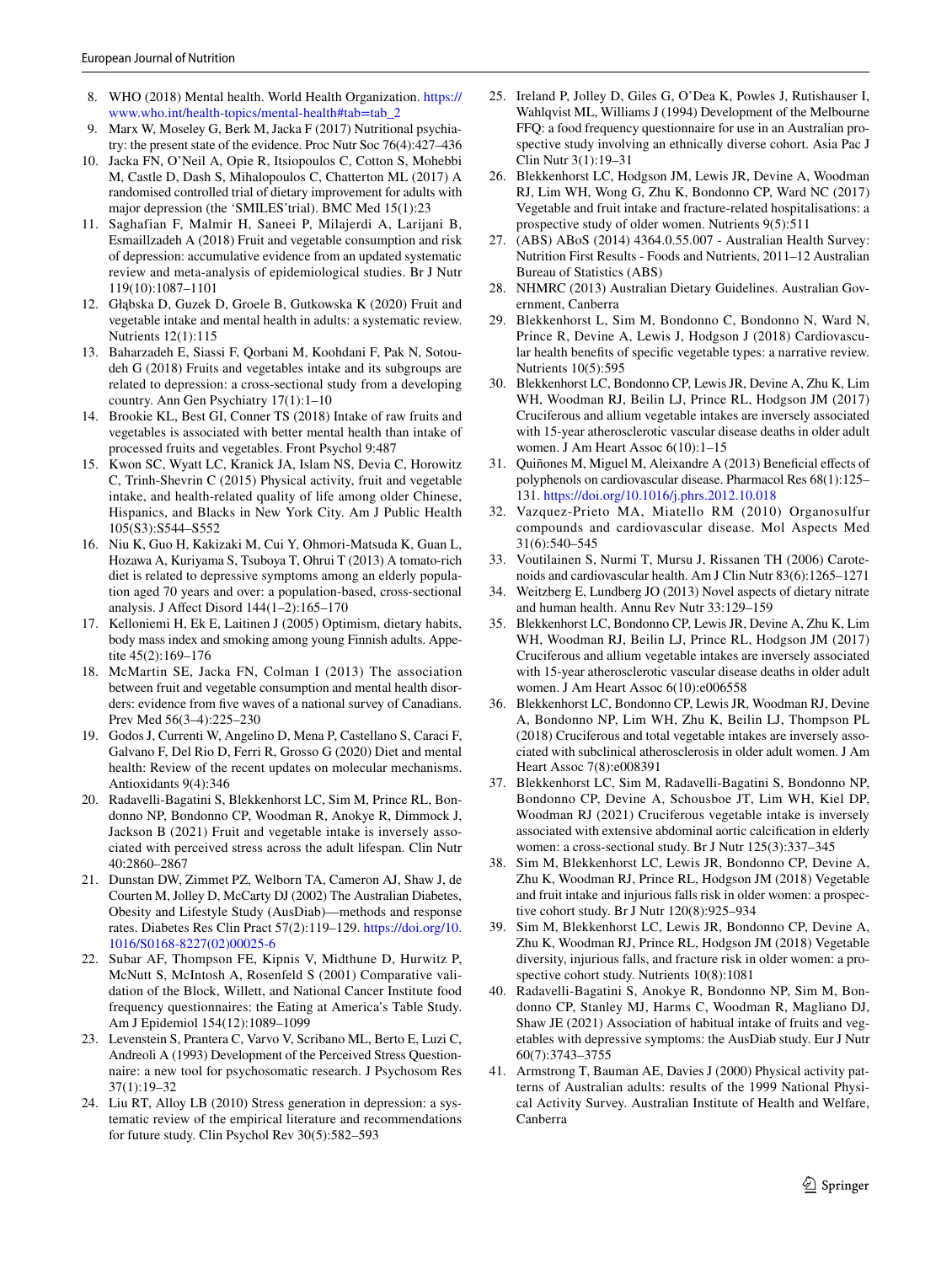8. WHO (2018) Mental health. World Health Organization. https://www.who.int/health-topics/mental-health#tab=tab_2
9. Marx W, Moseley G, Berk M, Jacka F (2017) Nutritional psychiatry: the present state of the evidence. Proc Nutr Soc 76(4):427–436
10. Jacka FN, O'Neil A, Opie R, Itsiopoulos C, Cotton S, Mohebbi M, Castle D, Dash S, Mihalopoulos C, Chatterton ML (2017) A randomised controlled trial of dietary improvement for adults with major depression (the 'SMILES'trial). BMC Med 15(1):23
11. Saghafian F, Malmir H, Saneei P, Milajerdi A, Larijani B, Esmaillzadeh A (2018) Fruit and vegetable consumption and risk of depression: accumulative evidence from an updated systematic review and meta-analysis of epidemiological studies. Br J Nutr 119(10):1087–1101
12. Głąbska D, Guzek D, Groele B, Gutkowska K (2020) Fruit and vegetable intake and mental health in adults: a systematic review. Nutrients 12(1):115
13. Baharzadeh E, Siassi F, Qorbani M, Koohdani F, Pak N, Sotoudeh G (2018) Fruits and vegetables intake and its subgroups are related to depression: a cross-sectional study from a developing country. Ann Gen Psychiatry 17(1):1–10
14. Brookie KL, Best GI, Conner TS (2018) Intake of raw fruits and vegetables is associated with better mental health than intake of processed fruits and vegetables. Front Psychol 9:487
15. Kwon SC, Wyatt LC, Kranick JA, Islam NS, Devia C, Horowitz C, Trinh-Shevrin C (2015) Physical activity, fruit and vegetable intake, and health-related quality of life among older Chinese, Hispanics, and Blacks in New York City. Am J Public Health 105(S3):S544–S552
16. Niu K, Guo H, Kakizaki M, Cui Y, Ohmori-Matsuda K, Guan L, Hozawa A, Kuriyama S, Tsuboya T, Ohrui T (2013) A tomato-rich diet is related to depressive symptoms among an elderly population aged 70 years and over: a population-based, cross-sectional analysis. J Affect Disord 144(1–2):165–170
17. Kelloniemi H, Ek E, Laitinen J (2005) Optimism, dietary habits, body mass index and smoking among young Finnish adults. Appetite 45(2):169–176
18. McMartin SE, Jacka FN, Colman I (2013) The association between fruit and vegetable consumption and mental health disorders: evidence from five waves of a national survey of Canadians. Prev Med 56(3–4):225–230
19. Godos J, Currenti W, Angelino D, Mena P, Castellano S, Caraci F, Galvano F, Del Rio D, Ferri R, Grosso G (2020) Diet and mental health: Review of the recent updates on molecular mechanisms. Antioxidants 9(4):346
20. Radavelli-Bagatini S, Blekkenhorst LC, Sim M, Prince RL, Bondonno NP, Bondonno CP, Woodman R, Anokye R, Dimmock J, Jackson B (2021) Fruit and vegetable intake is inversely associated with perceived stress across the adult lifespan. Clin Nutr 40:2860–2867
21. Dunstan DW, Zimmet PZ, Welborn TA, Cameron AJ, Shaw J, de Courten M, Jolley D, McCarty DJ (2002) The Australian Diabetes, Obesity and Lifestyle Study (AusDiab)—methods and response rates. Diabetes Res Clin Pract 57(2):119–129. https://doi.org/10.1016/S0168-8227(02)00025-6
22. Subar AF, Thompson FE, Kipnis V, Midthune D, Hurwitz P, McNutt S, McIntosh A, Rosenfeld S (2001) Comparative validation of the Block, Willett, and National Cancer Institute food frequency questionnaires: the Eating at America's Table Study. Am J Epidemiol 154(12):1089–1099
23. Levenstein S, Prantera C, Varvo V, Scribano ML, Berto E, Luzi C, Andreoli A (1993) Development of the Perceived Stress Questionnaire: a new tool for psychosomatic research. J Psychosom Res 37(1):19–32
24. Liu RT, Alloy LB (2010) Stress generation in depression: a systematic review of the empirical literature and recommendations for future study. Clin Psychol Rev 30(5):582–593
25. Ireland P, Jolley D, Giles G, O'Dea K, Powles J, Rutishauser I, Wahlqvist ML, Williams J (1994) Development of the Melbourne FFQ: a food frequency questionnaire for use in an Australian prospective study involving an ethnically diverse cohort. Asia Pac J Clin Nutr 3(1):19–31
26. Blekkenhorst LC, Hodgson JM, Lewis JR, Devine A, Woodman RJ, Lim WH, Wong G, Zhu K, Bondonno CP, Ward NC (2017) Vegetable and fruit intake and fracture-related hospitalisations: a prospective study of older women. Nutrients 9(5):511
27. (ABS) ABoS (2014) 4364.0.55.007 - Australian Health Survey: Nutrition First Results - Foods and Nutrients, 2011–12 Australian Bureau of Statistics (ABS)
28. NHMRC (2013) Australian Dietary Guidelines. Australian Government, Canberra
29. Blekkenhorst L, Sim M, Bondonno C, Bondonno N, Ward N, Prince R, Devine A, Lewis J, Hodgson J (2018) Cardiovascular health benefits of specific vegetable types: a narrative review. Nutrients 10(5):595
30. Blekkenhorst LC, Bondonno CP, Lewis JR, Devine A, Zhu K, Lim WH, Woodman RJ, Beilin LJ, Prince RL, Hodgson JM (2017) Cruciferous and allium vegetable intakes are inversely associated with 15-year atherosclerotic vascular disease deaths in older adult women. J Am Heart Assoc 6(10):1–15
31. Quiñones M, Miguel M, Aleixandre A (2013) Beneficial effects of polyphenols on cardiovascular disease. Pharmacol Res 68(1):125–131. https://doi.org/10.1016/j.phrs.2012.10.018
32. Vazquez-Prieto MA, Miatello RM (2010) Organosulfur compounds and cardiovascular disease. Mol Aspects Med 31(6):540–545
33. Voutilainen S, Nurmi T, Mursu J, Rissanen TH (2006) Carotenoids and cardiovascular health. Am J Clin Nutr 83(6):1265–1271
34. Weitzberg E, Lundberg JO (2013) Novel aspects of dietary nitrate and human health. Annu Rev Nutr 33:129–159
35. Blekkenhorst LC, Bondonno CP, Lewis JR, Devine A, Zhu K, Lim WH, Woodman RJ, Beilin LJ, Prince RL, Hodgson JM (2017) Cruciferous and allium vegetable intakes are inversely associated with 15-year atherosclerotic vascular disease deaths in older adult women. J Am Heart Assoc 6(10):e006558
36. Blekkenhorst LC, Bondonno CP, Lewis JR, Woodman RJ, Devine A, Bondonno NP, Lim WH, Zhu K, Beilin LJ, Thompson PL (2018) Cruciferous and total vegetable intakes are inversely associated with subclinical atherosclerosis in older adult women. J Am Heart Assoc 7(8):e008391
37. Blekkenhorst LC, Sim M, Radavelli-Bagatini S, Bondonno NP, Bondonno CP, Devine A, Schousboe JT, Lim WH, Kiel DP, Woodman RJ (2021) Cruciferous vegetable intake is inversely associated with extensive abdominal aortic calcification in elderly women: a cross-sectional study. Br J Nutr 125(3):337–345
38. Sim M, Blekkenhorst LC, Lewis JR, Bondonno CP, Devine A, Zhu K, Woodman RJ, Prince RL, Hodgson JM (2018) Vegetable and fruit intake and injurious falls risk in older women: a prospective cohort study. Br J Nutr 120(8):925–934
39. Sim M, Blekkenhorst LC, Lewis JR, Bondonno CP, Devine A, Zhu K, Woodman RJ, Prince RL, Hodgson JM (2018) Vegetable diversity, injurious falls, and fracture risk in older women: a prospective cohort study. Nutrients 10(8):1081
40. Radavelli-Bagatini S, Anokye R, Bondonno NP, Sim M, Bondonno CP, Stanley MJ, Harms C, Woodman R, Magliano DJ, Shaw JE (2021) Association of habitual intake of fruits and vegetables with depressive symptoms: the AusDiab study. Eur J Nutr 60(7):3743–3755
41. Armstrong T, Bauman AE, Davies J (2000) Physical activity patterns of Australian adults: results of the 1999 National Physical Activity Survey. Australian Institute of Health and Welfare, Canberra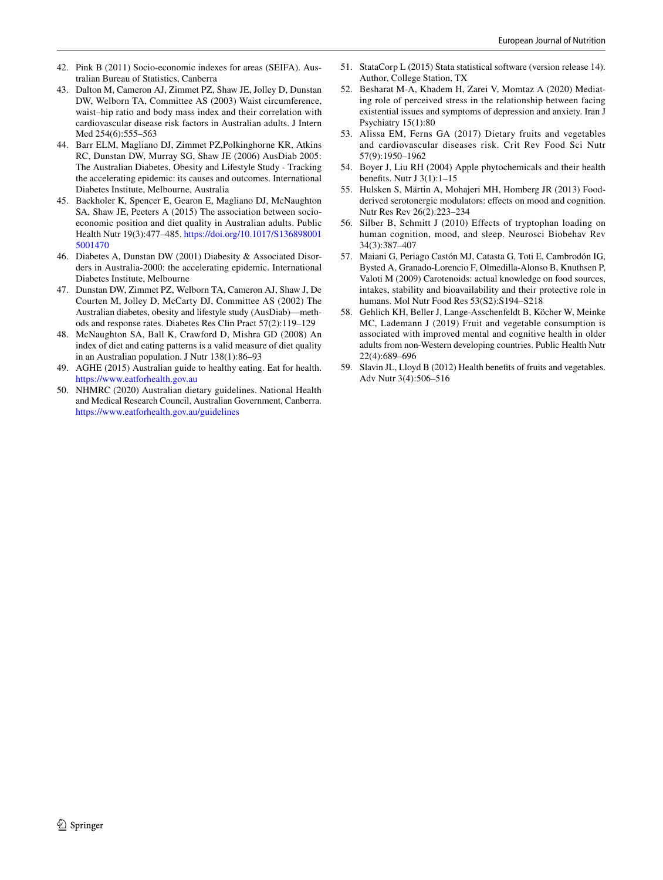42. Pink B (2011) Socio-economic indexes for areas (SEIFA). Australian Bureau of Statistics, Canberra
43. Dalton M, Cameron AJ, Zimmet PZ, Shaw JE, Jolley D, Dunstan DW, Welborn TA, Committee AS (2003) Waist circumference, waist–hip ratio and body mass index and their correlation with cardiovascular disease risk factors in Australian adults. J Intern Med 254(6):555–563
44. Barr ELM, Magliano DJ, Zimmet PZ,Polkinghorne KR, Atkins RC, Dunstan DW, Murray SG, Shaw JE (2006) AusDiab 2005: The Australian Diabetes, Obesity and Lifestyle Study - Tracking the accelerating epidemic: its causes and outcomes. International Diabetes Institute, Melbourne, Australia
45. Backholer K, Spencer E, Gearon E, Magliano DJ, McNaughton SA, Shaw JE, Peeters A (2015) The association between socio-economic position and diet quality in Australian adults. Public Health Nutr 19(3):477–485. https://doi.org/10.1017/S1368980015001470
46. Diabetes A, Dunstan DW (2001) Diabesity & Associated Disorders in Australia-2000: the accelerating epidemic. International Diabetes Institute, Melbourne
47. Dunstan DW, Zimmet PZ, Welborn TA, Cameron AJ, Shaw J, De Courten M, Jolley D, McCarty DJ, Committee AS (2002) The Australian diabetes, obesity and lifestyle study (AusDiab)—methods and response rates. Diabetes Res Clin Pract 57(2):119–129
48. McNaughton SA, Ball K, Crawford D, Mishra GD (2008) An index of diet and eating patterns is a valid measure of diet quality in an Australian population. J Nutr 138(1):86–93
49. AGHE (2015) Australian guide to healthy eating. Eat for health. https://www.eatforhealth.gov.au
50. NHMRC (2020) Australian dietary guidelines. National Health and Medical Research Council, Australian Government, Canberra. https://www.eatforhealth.gov.au/guidelines
51. StataCorp L (2015) Stata statistical software (version release 14). Author, College Station, TX
52. Besharat M-A, Khadem H, Zarei V, Momtaz A (2020) Mediating role of perceived stress in the relationship between facing existential issues and symptoms of depression and anxiety. Iran J Psychiatry 15(1):80
53. Alissa EM, Ferns GA (2017) Dietary fruits and vegetables and cardiovascular diseases risk. Crit Rev Food Sci Nutr 57(9):1950–1962
54. Boyer J, Liu RH (2004) Apple phytochemicals and their health benefits. Nutr J 3(1):1–15
55. Hulsken S, Märtin A, Mohajeri MH, Homberg JR (2013) Food-derived serotonergic modulators: effects on mood and cognition. Nutr Res Rev 26(2):223–234
56. Silber B, Schmitt J (2010) Effects of tryptophan loading on human cognition, mood, and sleep. Neurosci Biobehav Rev 34(3):387–407
57. Maiani G, Periago Castón MJ, Catasta G, Toti E, Cambrodón IG, Bysted A, Granado-Lorencio F, Olmedilla-Alonso B, Knuthsen P, Valoti M (2009) Carotenoids: actual knowledge on food sources, intakes, stability and bioavailability and their protective role in humans. Mol Nutr Food Res 53(S2):S194–S218
58. Gehlich KH, Beller J, Lange-Asschenfeldt B, Köcher W, Meinke MC, Lademann J (2019) Fruit and vegetable consumption is associated with improved mental and cognitive health in older adults from non-Western developing countries. Public Health Nutr 22(4):689–696
59. Slavin JL, Lloyd B (2012) Health benefits of fruits and vegetables. Adv Nutr 3(4):506–516